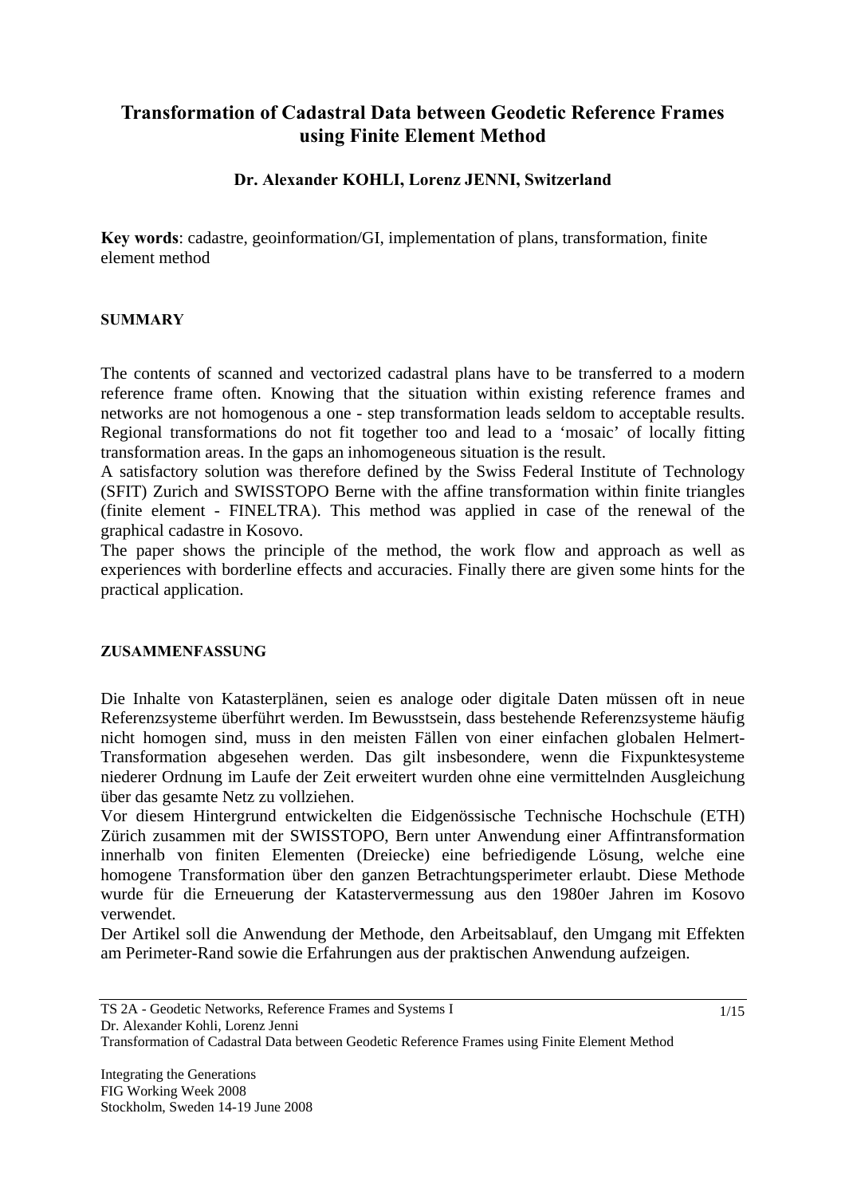# Transformation of Cadastral Data between Geodetic Reference Frames using Finite Element Method

### Dr. Alexander KOHLI, Lorenz JENNI, Switzerland

**Key words**: cadastre, geoinformation/GI, implementation of plans, transformation, finite element method

## SUMMARY

The contents of scanned and vectorized cadastral plans have to be transferred to a modern reference frame often. Knowing that the situation within existing reference frames and networks are not homogenous a one - step transformation leads seldom to acceptable results. Regional transformations do not fit together too and lead to a 'mosaic' of locally fitting transformation areas. In the gaps an inhomogeneous situation is the result.

A satisfactory solution was therefore defined by the Swiss Federal Institute of Technology (SFIT) Zurich and SWISSTOPO Berne with the affine transformation within finite triangles (finite element - FINELTRA). This method was applied in case of the renewal of the graphical cadastre in Kosovo.

The paper shows the principle of the method, the work flow and approach as well as experiences with borderline effects and accuracies. Finally there are given some hints for the practical application.

## ZUSAMMENFASSUNG

Die Inhalte von Katasterplänen, seien es analoge oder digitale Daten müssen oft in neue Referenzsysteme überführt werden. Im Bewusstsein, dass bestehende Referenzsysteme häufig nicht homogen sind, muss in den meisten Fällen von einer einfachen globalen Helmert-Transformation abgesehen werden. Das gilt insbesondere, wenn die Fixpunktesysteme niederer Ordnung im Laufe der Zeit erweitert wurden ohne eine vermittelnden Ausgleichung über das gesamte Netz zu vollziehen.

Vor diesem Hintergrund entwickelten die Eidgenössische Technische Hochschule (ETH) Zürich zusammen mit der SWISSTOPO, Bern unter Anwendung einer Affintransformation innerhalb von finiten Elementen (Dreiecke) eine befriedigende Lösung, welche eine homogene Transformation über den ganzen Betrachtungsperimeter erlaubt. Diese Methode wurde für die Erneuerung der Katastervermessung aus den 1980er Jahren im Kosovo verwendet.

Der Artikel soll die Anwendung der Methode, den Arbeitsablauf, den Umgang mit Effekten am Perimeter-Rand sowie die Erfahrungen aus der praktischen Anwendung aufzeigen.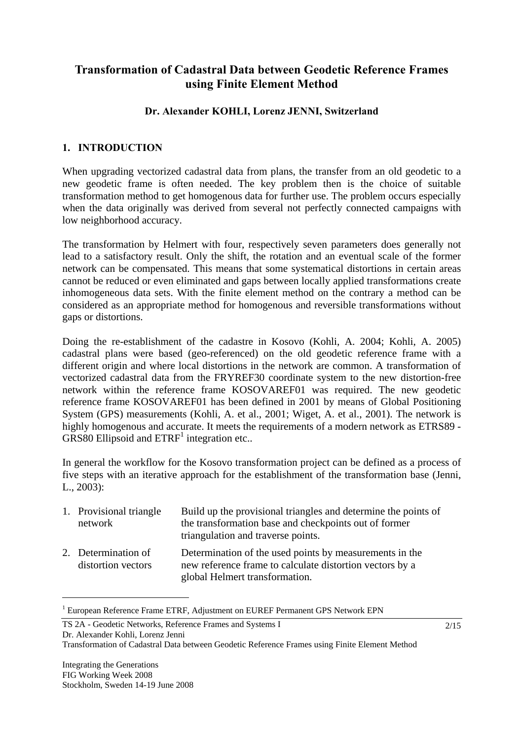# Transformation of Cadastral Data between Geodetic Reference Frames using Finite Element Method

**Dr. Alexander KOHLI, Lorenz JENNI, Switzerland**

## 1. INTRODUCTION

When upgrading vectorized cadastral data from plans, the transfer from an old geodetic to a new geodetic frame is often needed. The key problem then is the choice of suitable transformation method to get homogenous data for further use. The problem occurs especially when the data originally was derived from several not perfectly connected campaigns with low neighborhood accuracy.

The transformation by Helmert with four, respectively seven parameters does generally not lead to a satisfactory result. Only the shift, the rotation and an eventual scale of the former network can be compensated. This means that some systematical distortions in certain areas cannot be reduced or even eliminated and gaps between locally applied transformations create inhomogeneous data sets. With the finite element method on the contrary a method can be considered as an appropriate method for homogenous and reversible transformations without gaps or distortions.

Doing the re-establishment of the cadastre in Kosovo (Kohli, A. 2004; Kohli, A. 2005) cadastral plans were based (geo-referenced) on the old geodetic reference frame with a different origin and where local distortions in the network are common. A transformation of vectorized cadastral data from the FRYREF30 coordinate system to the new distortion-free network within the reference frame KOSOVAREF01 was required. The new geodetic reference frame KOSOVAREF01 has been defined in 2001 by means of Global Positioning System (GPS) measurements (Kohli, A. et al., 2001; Wiget, A. et al., 2001). The network is highly homogenous and accurate. It meets the requirements of a modern network as ETRS89 - GRS80 Ellipsoid and ETRF[1] integration etc..

In general the workflow for the Kosovo transformation project can be defined as a process of five steps with an iterative approach for the establishment of the transformation base (Jenni, L., 2003):

1. Provisional triangle network — Build up the provisional triangles and determine the points of the transformation base and checkpoints out of former triangulation and traverse points.
2. Determination of distortion vectors — Determination of the used points by measurements in the new reference frame to calculate distortion vectors by a global Helmert transformation.

[1] European Reference Frame ETRF, Adjustment on EUREF Permanent GPS Network EPN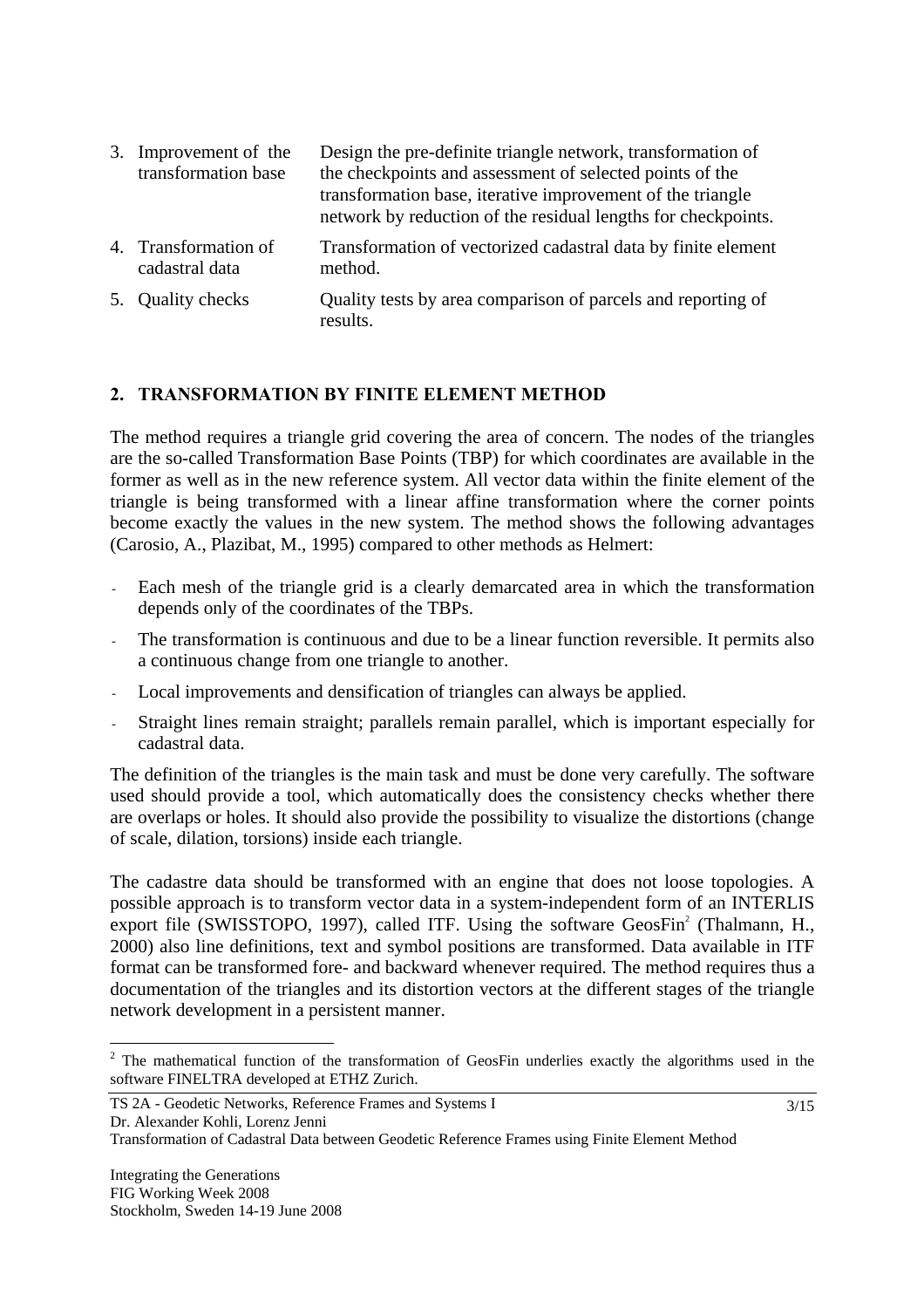| | |
|---|---|
| 3. Improvement of the transformation base | Design the pre-definite triangle network, transformation of the checkpoints and assessment of selected points of the transformation base, iterative improvement of the triangle network by reduction of the residual lengths for checkpoints. |
| 4. Transformation of cadastral data | Transformation of vectorized cadastral data by finite element method. |
| 5. Quality checks | Quality tests by area comparison of parcels and reporting of results. |

## 2. TRANSFORMATION BY FINITE ELEMENT METHOD

The method requires a triangle grid covering the area of concern. The nodes of the triangles are the so-called Transformation Base Points (TBP) for which coordinates are available in the former as well as in the new reference system. All vector data within the finite element of the triangle is being transformed with a linear affine transformation where the corner points become exactly the values in the new system. The method shows the following advantages (Carosio, A., Plazibat, M., 1995) compared to other methods as Helmert:

- Each mesh of the triangle grid is a clearly demarcated area in which the transformation depends only of the coordinates of the TBPs.
- The transformation is continuous and due to be a linear function reversible. It permits also a continuous change from one triangle to another.
- Local improvements and densification of triangles can always be applied.
- Straight lines remain straight; parallels remain parallel, which is important especially for cadastral data.

The definition of the triangles is the main task and must be done very carefully. The software used should provide a tool, which automatically does the consistency checks whether there are overlaps or holes. It should also provide the possibility to visualize the distortions (change of scale, dilation, torsions) inside each triangle.

The cadastre data should be transformed with an engine that does not loose topologies. A possible approach is to transform vector data in a system-independent form of an INTERLIS export file (SWISSTOPO, 1997), called ITF. Using the software GeosFin[2] (Thalmann, H., 2000) also line definitions, text and symbol positions are transformed. Data available in ITF format can be transformed fore- and backward whenever required. The method requires thus a documentation of the triangles and its distortion vectors at the different stages of the triangle network development in a persistent manner.

---

[2] The mathematical function of the transformation of GeosFin underlies exactly the algorithms used in the software FINELTRA developed at ETHZ Zurich.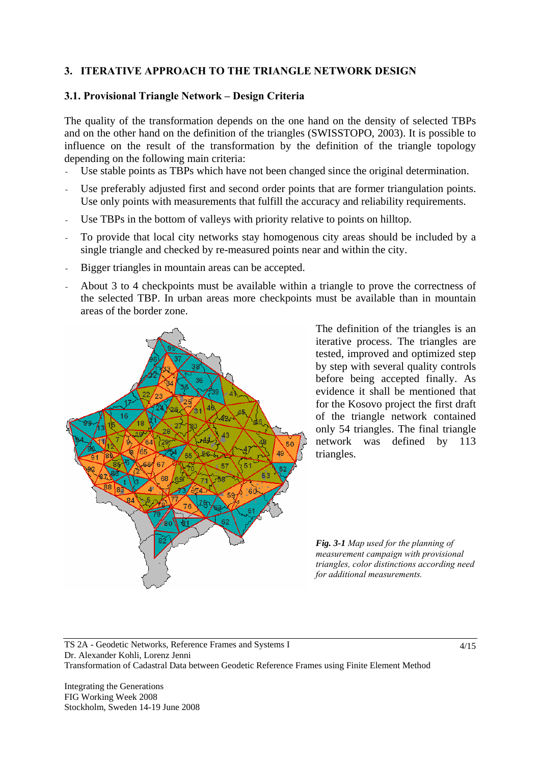## 3. ITERATIVE APPROACH TO THE TRIANGLE NETWORK DESIGN

### 3.1. Provisional Triangle Network – Design Criteria

The quality of the transformation depends on the one hand on the density of selected TBPs and on the other hand on the definition of the triangles (SWISSTOPO, 2003). It is possible to influence on the result of the transformation by the definition of the triangle topology depending on the following main criteria:

- Use stable points as TBPs which have not been changed since the original determination.
- Use preferably adjusted first and second order points that are former triangulation points. Use only points with measurements that fulfill the accuracy and reliability requirements.
- Use TBPs in the bottom of valleys with priority relative to points on hilltop.
- To provide that local city networks stay homogenous city areas should be included by a single triangle and checked by re-measured points near and within the city.
- Bigger triangles in mountain areas can be accepted.
- About 3 to 4 checkpoints must be available within a triangle to prove the correctness of the selected TBP. In urban areas more checkpoints must be available than in mountain areas of the border zone.

The definition of the triangles is an iterative process. The triangles are tested, improved and optimized step by step with several quality controls before being accepted finally. As evidence it shall be mentioned that for the Kosovo project the first draft of the triangle network contained only 54 triangles. The final triangle network was defined by 113 triangles.

***Fig. 3-1*** *Map used for the planning of measurement campaign with provisional triangles, color distinctions according need for additional measurements.*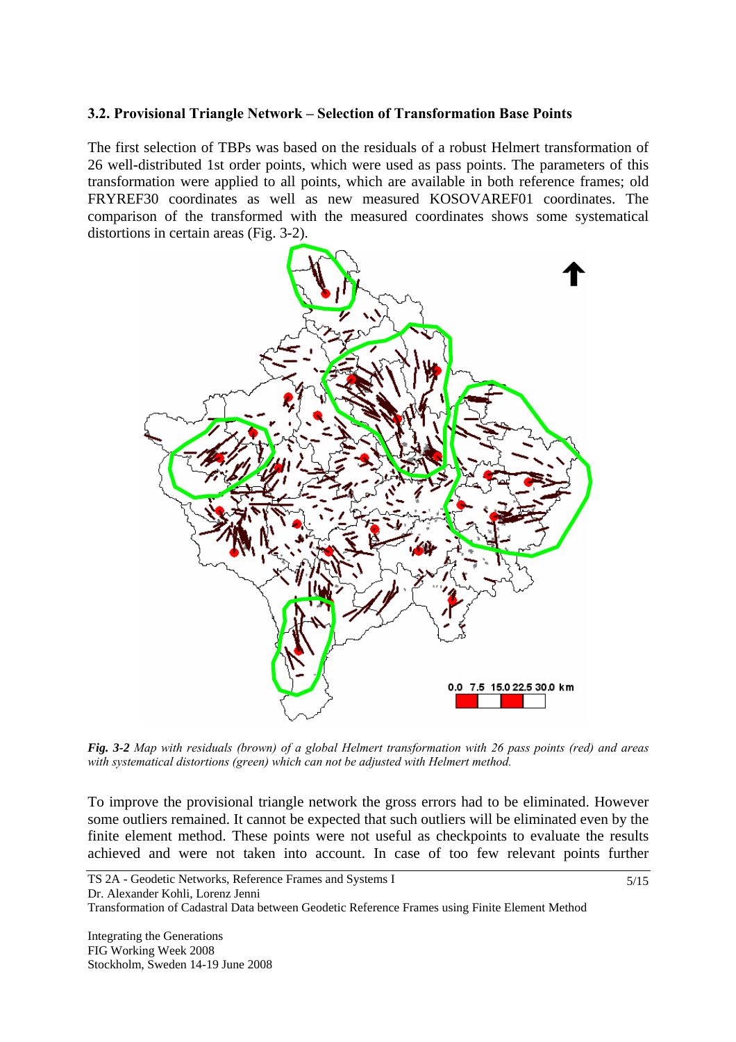### 3.2. Provisional Triangle Network – Selection of Transformation Base Points

The first selection of TBPs was based on the residuals of a robust Helmert transformation of 26 well-distributed 1st order points, which were used as pass points. The parameters of this transformation were applied to all points, which are available in both reference frames; old FRYREF30 coordinates as well as new measured KOSOVAREF01 coordinates. The comparison of the transformed with the measured coordinates shows some systematical distortions in certain areas (Fig. 3-2).

***Fig. 3-2*** *Map with residuals (brown) of a global Helmert transformation with 26 pass points (red) and areas with systematical distortions (green) which can not be adjusted with Helmert method.*

To improve the provisional triangle network the gross errors had to be eliminated. However some outliers remained. It cannot be expected that such outliers will be eliminated even by the finite element method. These points were not useful as checkpoints to evaluate the results achieved and were not taken into account. In case of too few relevant points further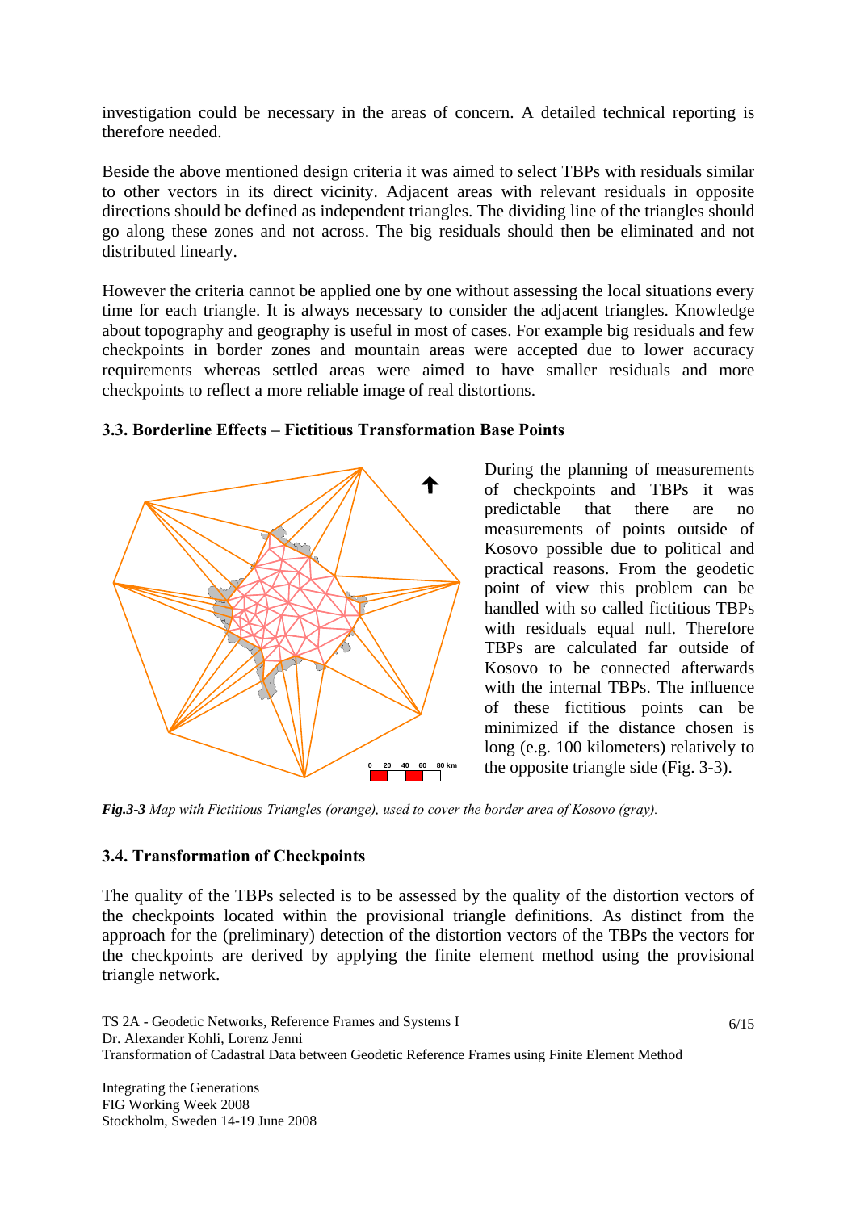investigation could be necessary in the areas of concern. A detailed technical reporting is therefore needed.

Beside the above mentioned design criteria it was aimed to select TBPs with residuals similar to other vectors in its direct vicinity. Adjacent areas with relevant residuals in opposite directions should be defined as independent triangles. The dividing line of the triangles should go along these zones and not across. The big residuals should then be eliminated and not distributed linearly.

However the criteria cannot be applied one by one without assessing the local situations every time for each triangle. It is always necessary to consider the adjacent triangles. Knowledge about topography and geography is useful in most of cases. For example big residuals and few checkpoints in border zones and mountain areas were accepted due to lower accuracy requirements whereas settled areas were aimed to have smaller residuals and more checkpoints to reflect a more reliable image of real distortions.

### 3.3. Borderline Effects – Fictitious Transformation Base Points

During the planning of measurements of checkpoints and TBPs it was predictable that there are no measurements of points outside of Kosovo possible due to political and practical reasons. From the geodetic point of view this problem can be handled with so called fictitious TBPs with residuals equal null. Therefore TBPs are calculated far outside of Kosovo to be connected afterwards with the internal TBPs. The influence of these fictitious points can be minimized if the distance chosen is long (e.g. 100 kilometers) relatively to the opposite triangle side (Fig. 3-3).

***Fig.3-3*** *Map with Fictitious Triangles (orange), used to cover the border area of Kosovo (gray).*

### 3.4. Transformation of Checkpoints

The quality of the TBPs selected is to be assessed by the quality of the distortion vectors of the checkpoints located within the provisional triangle definitions. As distinct from the approach for the (preliminary) detection of the distortion vectors of the TBPs the vectors for the checkpoints are derived by applying the finite element method using the provisional triangle network.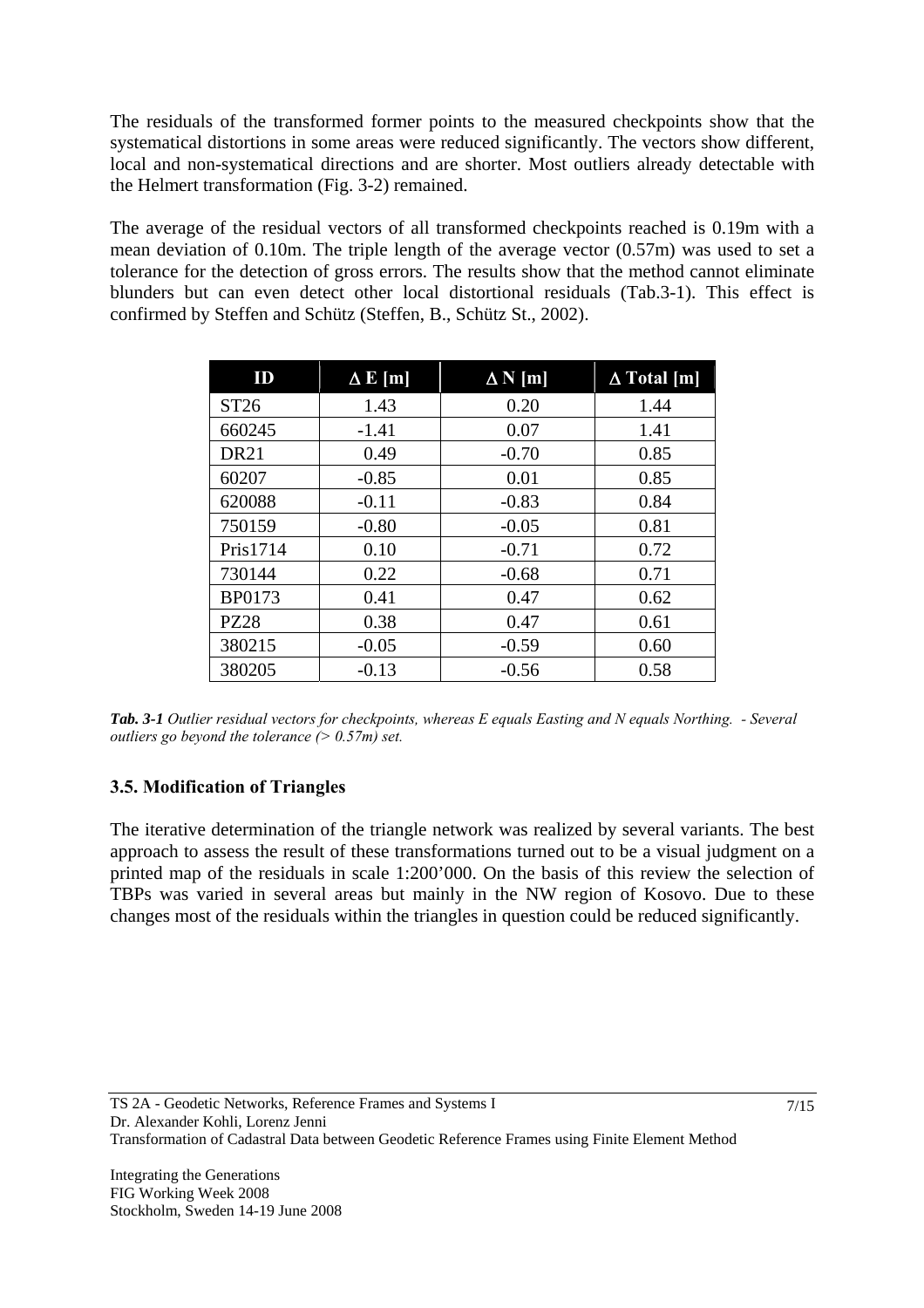The residuals of the transformed former points to the measured checkpoints show that the systematical distortions in some areas were reduced significantly. The vectors show different, local and non-systematical directions and are shorter. Most outliers already detectable with the Helmert transformation (Fig. 3-2) remained.

The average of the residual vectors of all transformed checkpoints reached is 0.19m with a mean deviation of 0.10m. The triple length of the average vector (0.57m) was used to set a tolerance for the detection of gross errors. The results show that the method cannot eliminate blunders but can even detect other local distortional residuals (Tab.3-1). This effect is confirmed by Steffen and Schütz (Steffen, B., Schütz St., 2002).

| ID | Δ E [m] | Δ N [m] | Δ Total [m] |
|---|---|---|---|
| ST26 | 1.43 | 0.20 | 1.44 |
| 660245 | -1.41 | 0.07 | 1.41 |
| DR21 | 0.49 | -0.70 | 0.85 |
| 60207 | -0.85 | 0.01 | 0.85 |
| 620088 | -0.11 | -0.83 | 0.84 |
| 750159 | -0.80 | -0.05 | 0.81 |
| Pris1714 | 0.10 | -0.71 | 0.72 |
| 730144 | 0.22 | -0.68 | 0.71 |
| BP0173 | 0.41 | 0.47 | 0.62 |
| PZ28 | 0.38 | 0.47 | 0.61 |
| 380215 | -0.05 | -0.59 | 0.60 |
| 380205 | -0.13 | -0.56 | 0.58 |

***Tab. 3-1*** *Outlier residual vectors for checkpoints, whereas E equals Easting and N equals Northing. - Several outliers go beyond the tolerance (> 0.57m) set.*

### 3.5. Modification of Triangles

The iterative determination of the triangle network was realized by several variants. The best approach to assess the result of these transformations turned out to be a visual judgment on a printed map of the residuals in scale 1:200'000. On the basis of this review the selection of TBPs was varied in several areas but mainly in the NW region of Kosovo. Due to these changes most of the residuals within the triangles in question could be reduced significantly.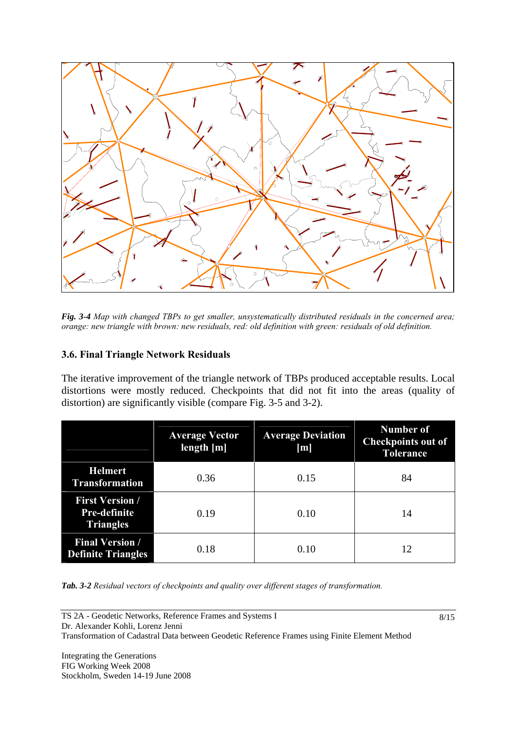*Fig. 3-4* *Map with changed TBPs to get smaller, unsystematically distributed residuals in the concerned area; orange: new triangle with brown: new residuals, red: old definition with green: residuals of old definition.*

### 3.6. Final Triangle Network Residuals

The iterative improvement of the triangle network of TBPs produced acceptable results. Local distortions were mostly reduced. Checkpoints that did not fit into the areas (quality of distortion) are significantly visible (compare Fig. 3-5 and 3-2).

| | Average Vector length [m] | Average Deviation [m] | Number of Checkpoints out of Tolerance |
|---|---|---|---|
| **Helmert Transformation** | 0.36 | 0.15 | 84 |
| **First Version / Pre-definite Triangles** | 0.19 | 0.10 | 14 |
| **Final Version / Definite Triangles** | 0.18 | 0.10 | 12 |

*Tab. 3-2* *Residual vectors of checkpoints and quality over different stages of transformation.*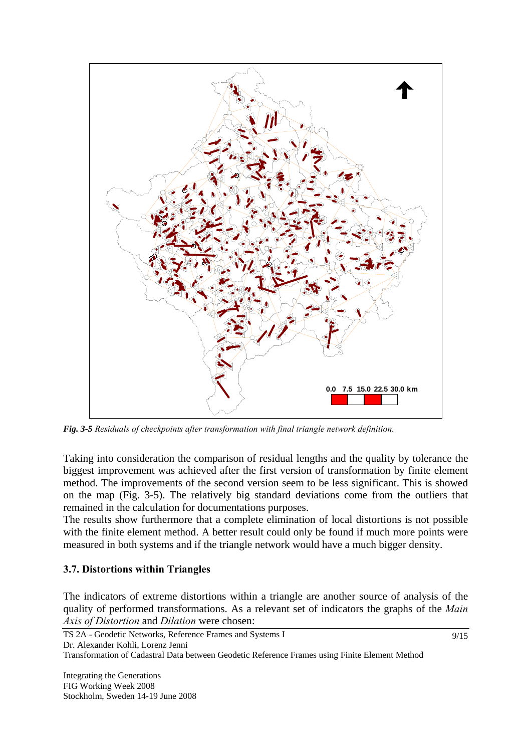*Fig. 3-5* *Residuals of checkpoints after transformation with final triangle network definition.*

Taking into consideration the comparison of residual lengths and the quality by tolerance the biggest improvement was achieved after the first version of transformation by finite element method. The improvements of the second version seem to be less significant. This is showed on the map (Fig. 3-5). The relatively big standard deviations come from the outliers that remained in the calculation for documentations purposes.

The results show furthermore that a complete elimination of local distortions is not possible with the finite element method. A better result could only be found if much more points were measured in both systems and if the triangle network would have a much bigger density.

### 3.7. Distortions within Triangles

The indicators of extreme distortions within a triangle are another source of analysis of the quality of performed transformations. As a relevant set of indicators the graphs of the *Main Axis of Distortion* and *Dilation* were chosen: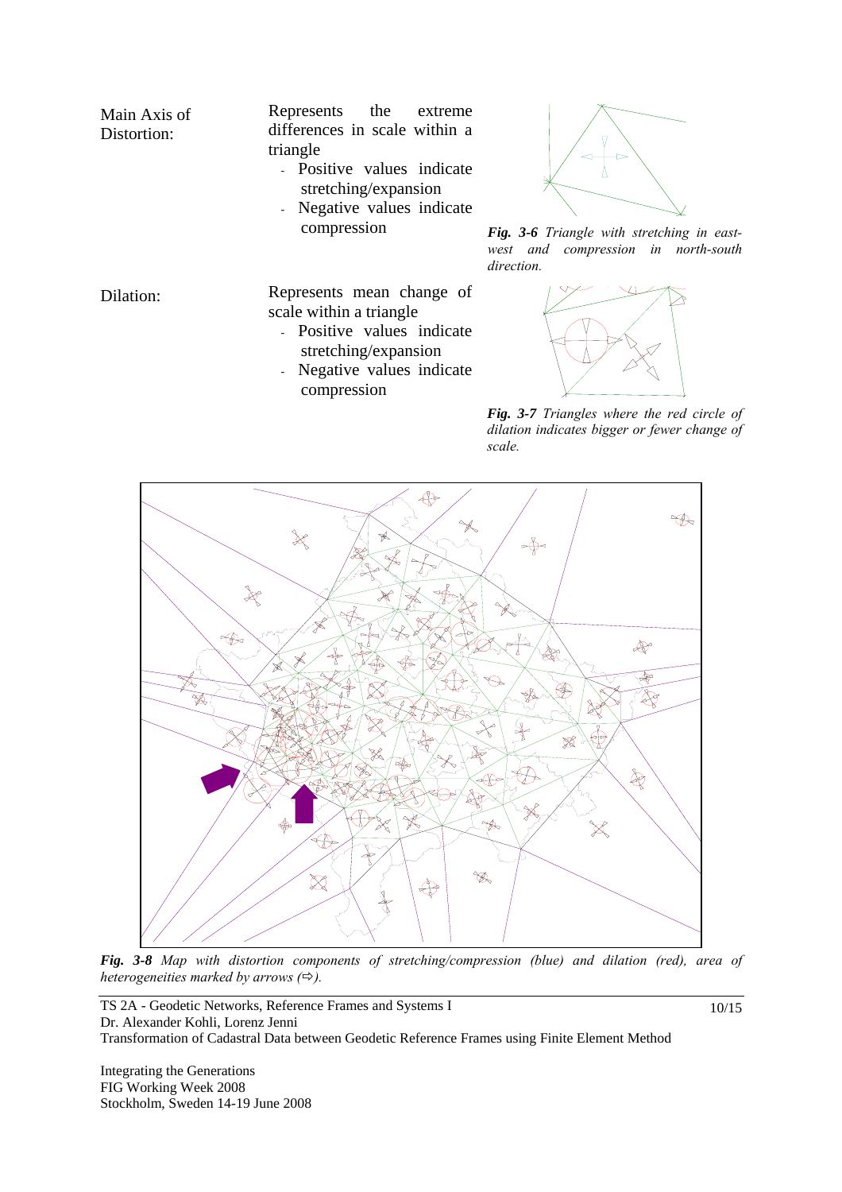| | |
|---|---|
| Main Axis of Distortion: | Represents the extreme differences in scale within a triangle<br>- Positive values indicate stretching/expansion<br>- Negative values indicate compression |
| Dilation: | Represents mean change of scale within a triangle<br>- Positive values indicate stretching/expansion<br>- Negative values indicate compression |

***Fig. 3-6*** *Triangle with stretching in east-west and compression in north-south direction.*

***Fig. 3-7*** *Triangles where the red circle of dilation indicates bigger or fewer change of scale.*

***Fig. 3-8*** *Map with distortion components of stretching/compression (blue) and dilation (red), area of heterogeneities marked by arrows (⇨).*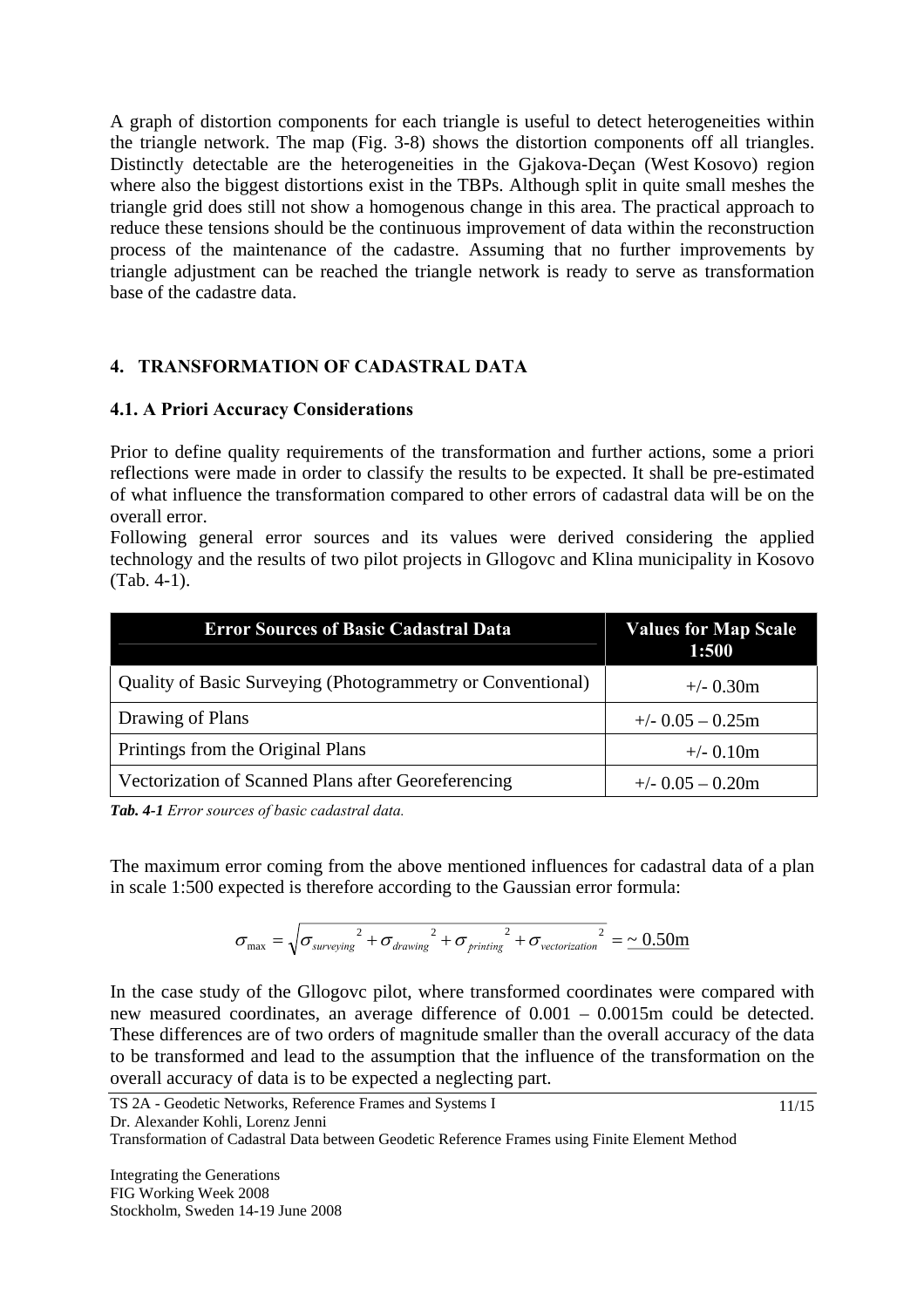A graph of distortion components for each triangle is useful to detect heterogeneities within the triangle network. The map (Fig. 3-8) shows the distortion components off all triangles. Distinctly detectable are the heterogeneities in the Gjakova-Deçan (West Kosovo) region where also the biggest distortions exist in the TBPs. Although split in quite small meshes the triangle grid does still not show a homogenous change in this area. The practical approach to reduce these tensions should be the continuous improvement of data within the reconstruction process of the maintenance of the cadastre. Assuming that no further improvements by triangle adjustment can be reached the triangle network is ready to serve as transformation base of the cadastre data.

## 4. TRANSFORMATION OF CADASTRAL DATA

### 4.1. A Priori Accuracy Considerations

Prior to define quality requirements of the transformation and further actions, some a priori reflections were made in order to classify the results to be expected. It shall be pre-estimated of what influence the transformation compared to other errors of cadastral data will be on the overall error.
Following general error sources and its values were derived considering the applied technology and the results of two pilot projects in Gllogovc and Klina municipality in Kosovo (Tab. 4-1).

| Error Sources of Basic Cadastral Data | Values for Map Scale 1:500 |
|---|---|
| Quality of Basic Surveying (Photogrammetry or Conventional) | +/- 0.30m |
| Drawing of Plans | +/- 0.05 – 0.25m |
| Printings from the Original Plans | +/- 0.10m |
| Vectorization of Scanned Plans after Georeferencing | +/- 0.05 – 0.20m |

***Tab. 4-1*** *Error sources of basic cadastral data.*

The maximum error coming from the above mentioned influences for cadastral data of a plan in scale 1:500 expected is therefore according to the Gaussian error formula:

$$\sigma_{\max} = \sqrt{\sigma_{surveying}{}^{2} + \sigma_{drawing}{}^{2} + \sigma_{printing}{}^{2} + \sigma_{vectorization}{}^{2}} = \underline{\sim 0.50\text{m}}$$

In the case study of the Gllogovc pilot, where transformed coordinates were compared with new measured coordinates, an average difference of 0.001 – 0.0015m could be detected. These differences are of two orders of magnitude smaller than the overall accuracy of the data to be transformed and lead to the assumption that the influence of the transformation on the overall accuracy of data is to be expected a neglecting part.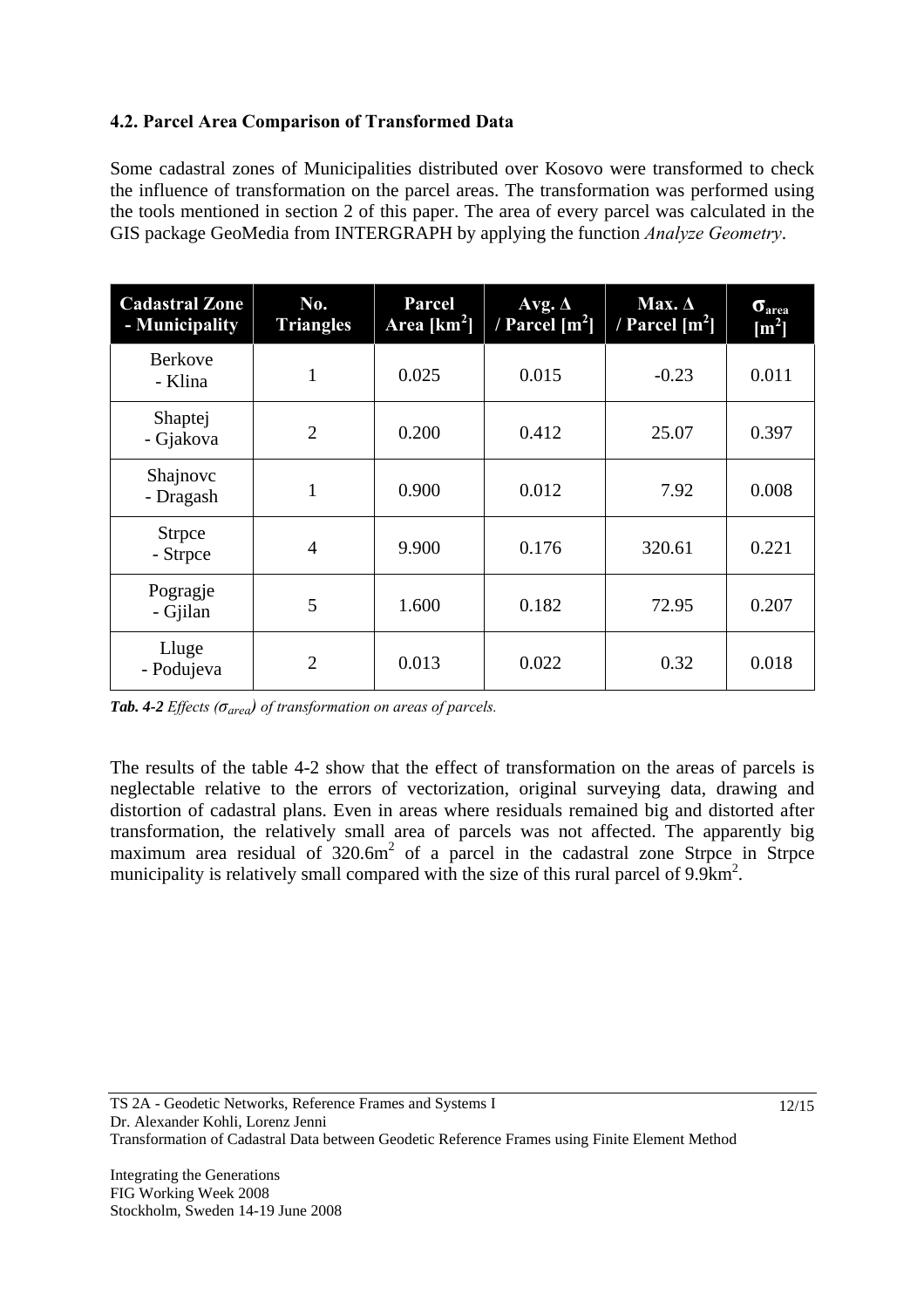### 4.2. Parcel Area Comparison of Transformed Data

Some cadastral zones of Municipalities distributed over Kosovo were transformed to check the influence of transformation on the parcel areas. The transformation was performed using the tools mentioned in section 2 of this paper. The area of every parcel was calculated in the GIS package GeoMedia from INTERGRAPH by applying the function *Analyze Geometry*.

| Cadastral Zone - Municipality | No. Triangles | Parcel Area [$km^2$] | Avg. Δ / Parcel [$m^2$] | Max. Δ / Parcel [$m^2$] | $\sigma_{area}$ [$m^2$] |
|---|---|---|---|---|---|
| Berkove - Klina | 1 | 0.025 | 0.015 | -0.23 | 0.011 |
| Shaptej - Gjakova | 2 | 0.200 | 0.412 | 25.07 | 0.397 |
| Shajnovc - Dragash | 1 | 0.900 | 0.012 | 7.92 | 0.008 |
| Strpce - Strpce | 4 | 9.900 | 0.176 | 320.61 | 0.221 |
| Pogragje - Gjilan | 5 | 1.600 | 0.182 | 72.95 | 0.207 |
| Lluge - Podujeva | 2 | 0.013 | 0.022 | 0.32 | 0.018 |

***Tab. 4-2** Effects ($\sigma_{area}$) of transformation on areas of parcels.*

The results of the table 4-2 show that the effect of transformation on the areas of parcels is neglectable relative to the errors of vectorization, original surveying data, drawing and distortion of cadastral plans. Even in areas where residuals remained big and distorted after transformation, the relatively small area of parcels was not affected. The apparently big maximum area residual of $320.6m^2$ of a parcel in the cadastral zone Strpce in Strpce municipality is relatively small compared with the size of this rural parcel of $9.9km^2$.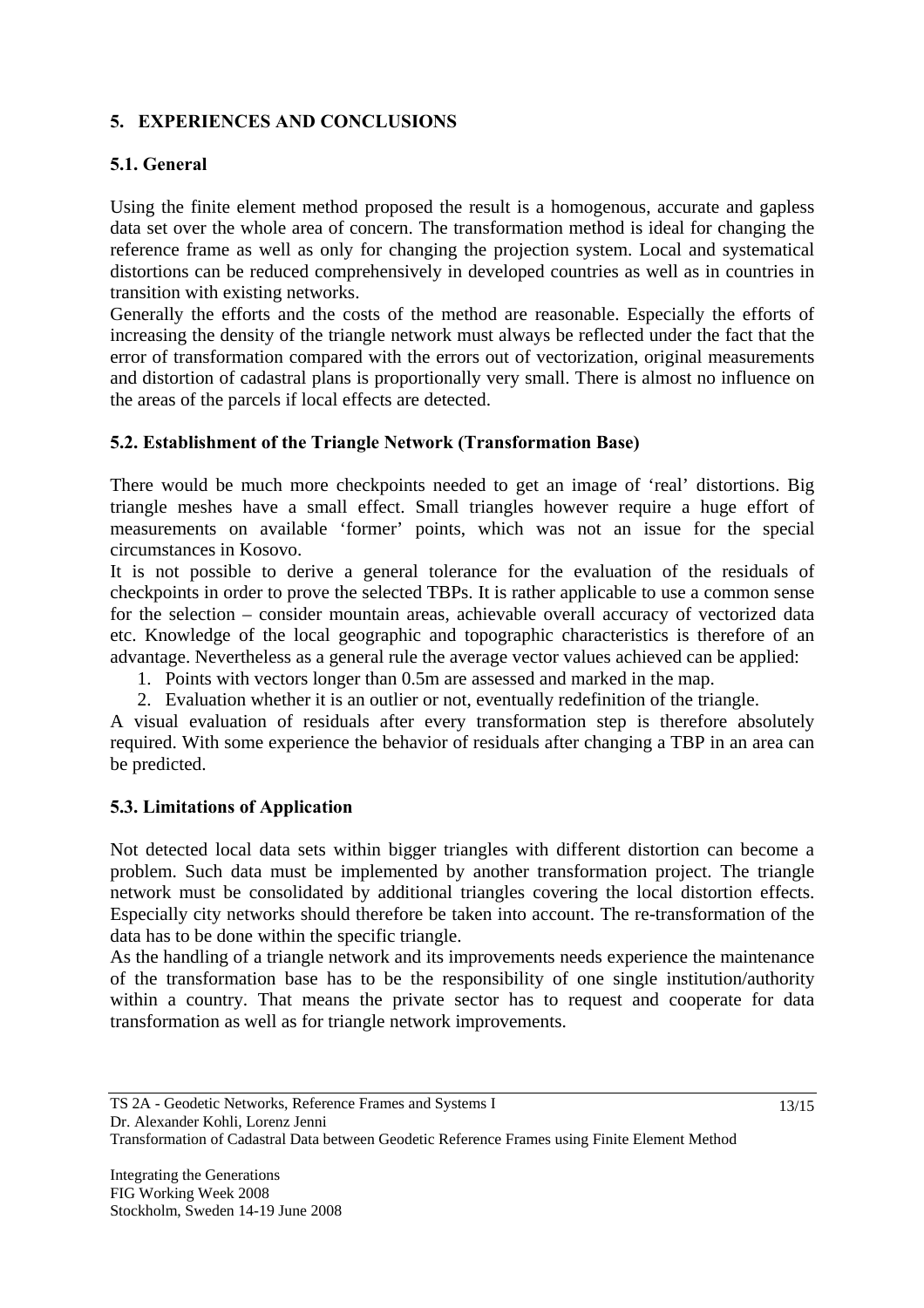## 5. EXPERIENCES AND CONCLUSIONS

### 5.1. General

Using the finite element method proposed the result is a homogenous, accurate and gapless data set over the whole area of concern. The transformation method is ideal for changing the reference frame as well as only for changing the projection system. Local and systematical distortions can be reduced comprehensively in developed countries as well as in countries in transition with existing networks.

Generally the efforts and the costs of the method are reasonable. Especially the efforts of increasing the density of the triangle network must always be reflected under the fact that the error of transformation compared with the errors out of vectorization, original measurements and distortion of cadastral plans is proportionally very small. There is almost no influence on the areas of the parcels if local effects are detected.

### 5.2. Establishment of the Triangle Network (Transformation Base)

There would be much more checkpoints needed to get an image of 'real' distortions. Big triangle meshes have a small effect. Small triangles however require a huge effort of measurements on available 'former' points, which was not an issue for the special circumstances in Kosovo.

It is not possible to derive a general tolerance for the evaluation of the residuals of checkpoints in order to prove the selected TBPs. It is rather applicable to use a common sense for the selection – consider mountain areas, achievable overall accuracy of vectorized data etc. Knowledge of the local geographic and topographic characteristics is therefore of an advantage. Nevertheless as a general rule the average vector values achieved can be applied:

1. Points with vectors longer than 0.5m are assessed and marked in the map.
2. Evaluation whether it is an outlier or not, eventually redefinition of the triangle.

A visual evaluation of residuals after every transformation step is therefore absolutely required. With some experience the behavior of residuals after changing a TBP in an area can be predicted.

### 5.3. Limitations of Application

Not detected local data sets within bigger triangles with different distortion can become a problem. Such data must be implemented by another transformation project. The triangle network must be consolidated by additional triangles covering the local distortion effects. Especially city networks should therefore be taken into account. The re-transformation of the data has to be done within the specific triangle.

As the handling of a triangle network and its improvements needs experience the maintenance of the transformation base has to be the responsibility of one single institution/authority within a country. That means the private sector has to request and cooperate for data transformation as well as for triangle network improvements.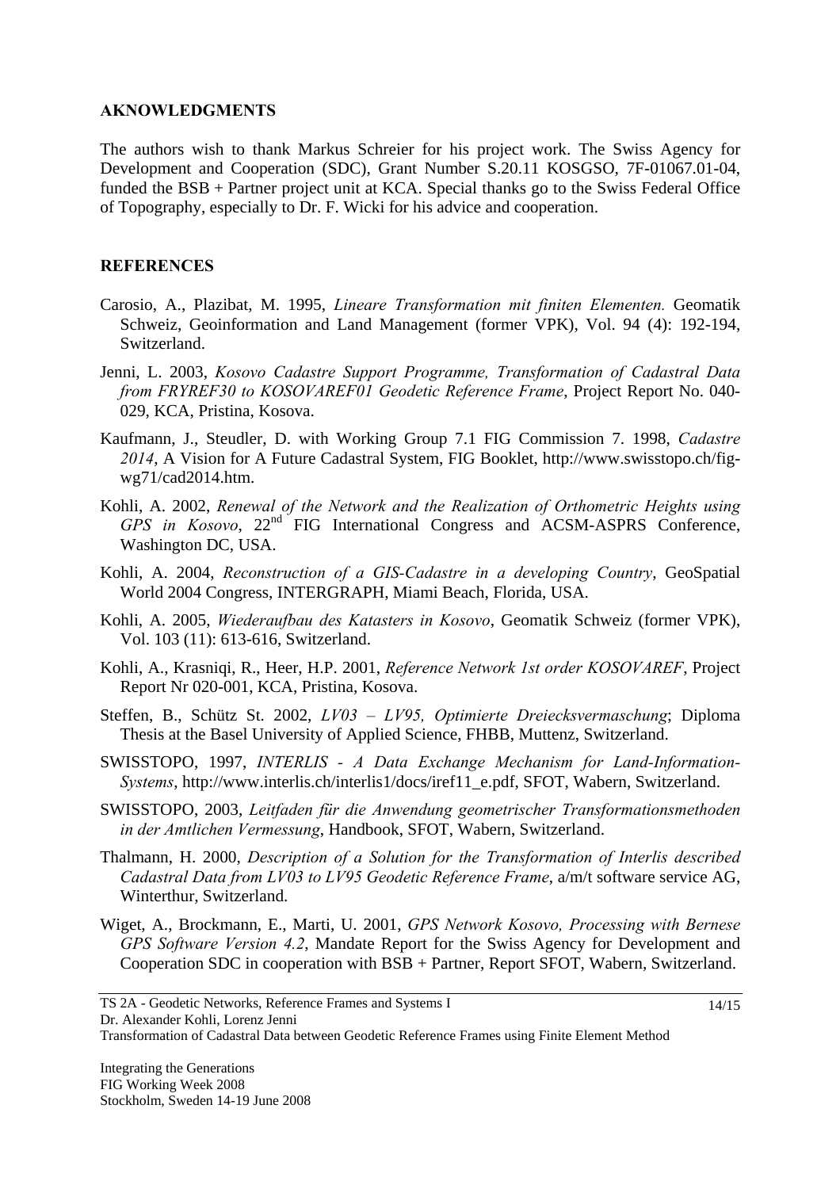## AKNOWLEDGMENTS

The authors wish to thank Markus Schreier for his project work. The Swiss Agency for Development and Cooperation (SDC), Grant Number S.20.11 KOSGSO, 7F-01067.01-04, funded the BSB + Partner project unit at KCA. Special thanks go to the Swiss Federal Office of Topography, especially to Dr. F. Wicki for his advice and cooperation.

## REFERENCES

Carosio, A., Plazibat, M. 1995, *Lineare Transformation mit finiten Elementen.* Geomatik Schweiz, Geoinformation and Land Management (former VPK), Vol. 94 (4): 192-194, Switzerland.

Jenni, L. 2003, *Kosovo Cadastre Support Programme, Transformation of Cadastral Data from FRYREF30 to KOSOVAREF01 Geodetic Reference Frame*, Project Report No. 040-029, KCA, Pristina, Kosova.

Kaufmann, J., Steudler, D. with Working Group 7.1 FIG Commission 7. 1998, *Cadastre 2014*, A Vision for A Future Cadastral System, FIG Booklet, http://www.swisstopo.ch/fig-wg71/cad2014.htm.

Kohli, A. 2002, *Renewal of the Network and the Realization of Orthometric Heights using GPS in Kosovo*, 22nd FIG International Congress and ACSM-ASPRS Conference, Washington DC, USA.

Kohli, A. 2004, *Reconstruction of a GIS-Cadastre in a developing Country*, GeoSpatial World 2004 Congress, INTERGRAPH, Miami Beach, Florida, USA.

Kohli, A. 2005, *Wiederaufbau des Katasters in Kosovo*, Geomatik Schweiz (former VPK), Vol. 103 (11): 613-616, Switzerland.

Kohli, A., Krasniqi, R., Heer, H.P. 2001, *Reference Network 1st order KOSOVAREF*, Project Report Nr 020-001, KCA, Pristina, Kosova.

Steffen, B., Schütz St. 2002, *LV03 – LV95, Optimierte Dreiecksvermaschung*; Diploma Thesis at the Basel University of Applied Science, FHBB, Muttenz, Switzerland.

SWISSTOPO, 1997, *INTERLIS - A Data Exchange Mechanism for Land-Information-Systems*, http://www.interlis.ch/interlis1/docs/iref11_e.pdf, SFOT, Wabern, Switzerland.

SWISSTOPO, 2003, *Leitfaden für die Anwendung geometrischer Transformationsmethoden in der Amtlichen Vermessung*, Handbook, SFOT, Wabern, Switzerland.

Thalmann, H. 2000, *Description of a Solution for the Transformation of Interlis described Cadastral Data from LV03 to LV95 Geodetic Reference Frame*, a/m/t software service AG, Winterthur, Switzerland.

Wiget, A., Brockmann, E., Marti, U. 2001, *GPS Network Kosovo, Processing with Bernese GPS Software Version 4.2*, Mandate Report for the Swiss Agency for Development and Cooperation SDC in cooperation with BSB + Partner, Report SFOT, Wabern, Switzerland.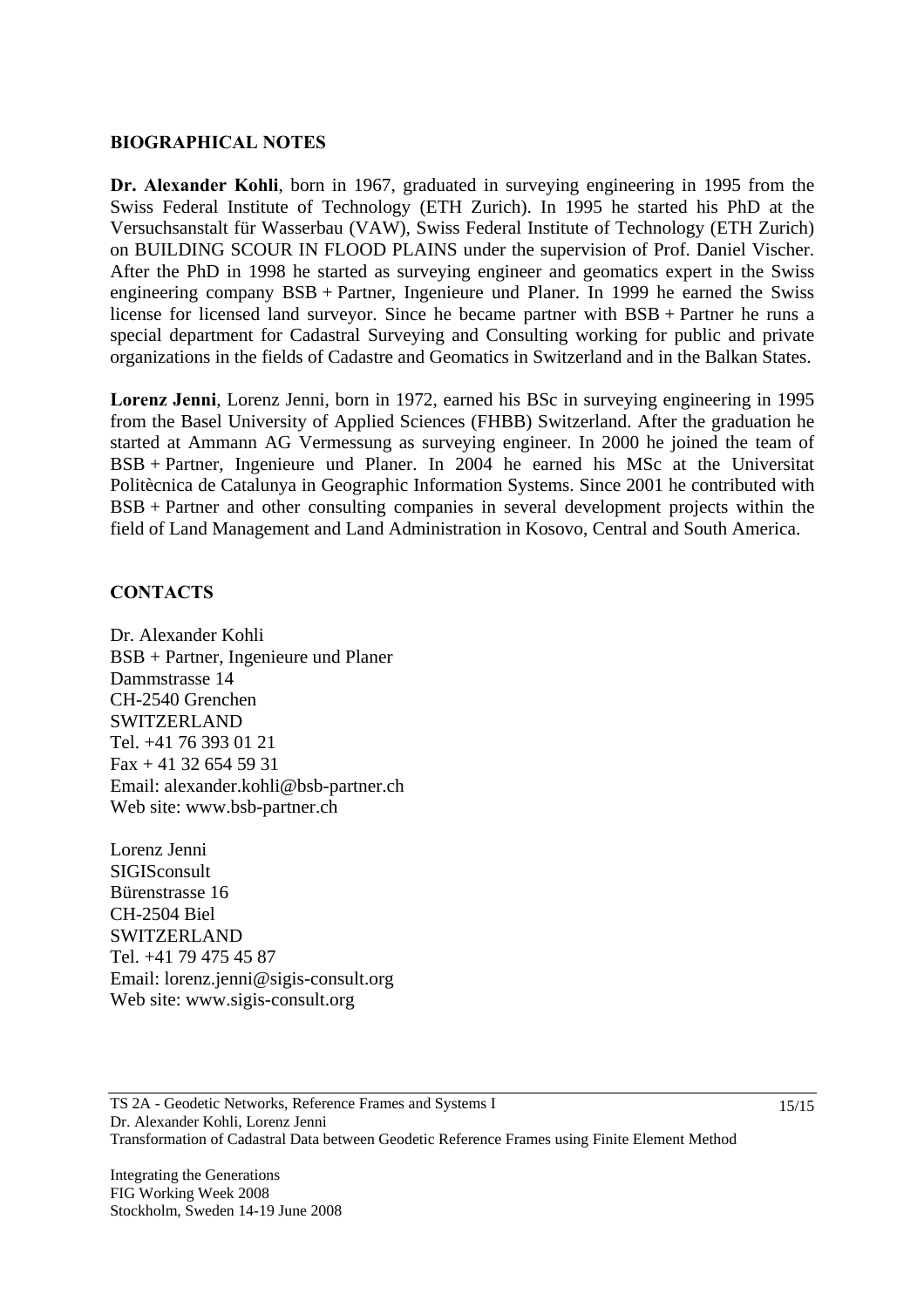## BIOGRAPHICAL NOTES

**Dr. Alexander Kohli**, born in 1967, graduated in surveying engineering in 1995 from the Swiss Federal Institute of Technology (ETH Zurich). In 1995 he started his PhD at the Versuchsanstalt für Wasserbau (VAW), Swiss Federal Institute of Technology (ETH Zurich) on BUILDING SCOUR IN FLOOD PLAINS under the supervision of Prof. Daniel Vischer. After the PhD in 1998 he started as surveying engineer and geomatics expert in the Swiss engineering company BSB + Partner, Ingenieure und Planer. In 1999 he earned the Swiss license for licensed land surveyor. Since he became partner with BSB + Partner he runs a special department for Cadastral Surveying and Consulting working for public and private organizations in the fields of Cadastre and Geomatics in Switzerland and in the Balkan States.

**Lorenz Jenni**, Lorenz Jenni, born in 1972, earned his BSc in surveying engineering in 1995 from the Basel University of Applied Sciences (FHBB) Switzerland. After the graduation he started at Ammann AG Vermessung as surveying engineer. In 2000 he joined the team of BSB + Partner, Ingenieure und Planer. In 2004 he earned his MSc at the Universitat Politècnica de Catalunya in Geographic Information Systems. Since 2001 he contributed with BSB + Partner and other consulting companies in several development projects within the field of Land Management and Land Administration in Kosovo, Central and South America.

## CONTACTS

Dr. Alexander Kohli
BSB + Partner, Ingenieure und Planer
Dammstrasse 14
CH-2540 Grenchen
SWITZERLAND
Tel. +41 76 393 01 21
Fax + 41 32 654 59 31
Email: alexander.kohli@bsb-partner.ch
Web site: www.bsb-partner.ch

Lorenz Jenni
SIGISconsult
Bürenstrasse 16
CH-2504 Biel
SWITZERLAND
Tel. +41 79 475 45 87
Email: lorenz.jenni@sigis-consult.org
Web site: www.sigis-consult.org